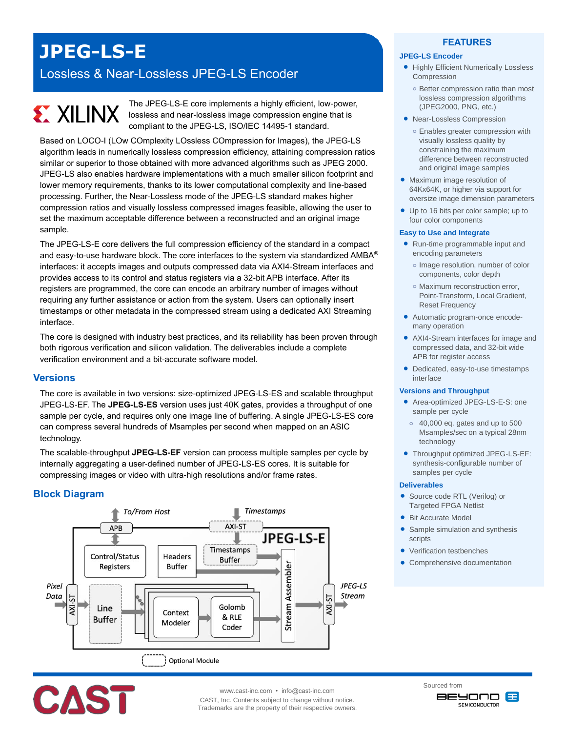# JPEG-LS-E

## Lossless & Near-Lossless JPEG-LS Encoder

The JPEG-LS-E core implements a highly efficient, low-power, lossless and near-lossless image compression engine that is compliant to the JPEG-LS, ISO/IEC 14495-1 standard.

Based on LOCO-I (LOw COmplexity LOssless COmpression for Images), the JPEG-LS algorithm leads in numerically lossless compression efficiency, attaining compression ratios similar or superior to those obtained with more advanced algorithms such as JPEG 2000. JPEG-LS also enables hardware implementations with a much smaller silicon footprint and lower memory requirements, thanks to its lower computational complexity and line-based processing. Further, the Near-Lossless mode of the JPEG-LS standard makes higher compression ratios and visually lossless compressed images feasible, allowing the user to set the maximum acceptable difference between a reconstructed and an original image sample.

The JPEG-LS-E core delivers the full compression efficiency of the standard in a compact and easy-to-use hardware block. The core interfaces to the system via standardized AMBA® interfaces: it accepts images and outputs compressed data via AXI4-Stream interfaces and provides access to its control and status registers via a 32-bit APB interface. After its registers are programmed, the core can encode an arbitrary number of images without requiring any further assistance or action from the system. Users can optionally insert timestamps or other metadata in the compressed stream using a dedicated AXI Streaming interface.

The core is designed with industry best practices, and its reliability has been proven through both rigorous verification and silicon validation. The deliverables include a complete verification environment and a bit-accurate software model.

## Versions

The core is available in two versions: size-optimized JPEG-LS-ES and scalable throughput JPEG-LS-EF. The **JPEG-LS-ES** version uses just 40K gates, provides a throughput of one sample per cycle, and requires only one image line of buffering. A single JPEG-LS-ES core can compress several hundreds of Msamples per second when mapped on an ASIC technology.

The scalable-throughput **JPEG-LS-EF** version can process multiple samples per cycle by internally aggregating a user-defined number of JPEG-LS-ES cores. It is suitable for compressing images or video with ultra-high resolutions and/or frame rates.

## Block Diagram

To/From Host — APB — Control/Status Registers
Timestamps — AXI-ST — Timestamps Buffer
Headers Buffer
Pixel Data — AXI-ST — Line Buffer — Context Modeler — Golomb & RLE Coder — Stream Assembler — AXI-ST — JPEG-LS Stream

JPEG-LS-E

Optional Module

## FEATURES

### JPEG-LS Encoder

- Highly Efficient Numerically Lossless Compression
  - Better compression ratio than most lossless compression algorithms (JPEG2000, PNG, etc.)
- Near-Lossless Compression
  - Enables greater compression with visually lossless quality by constraining the maximum difference between reconstructed and original image samples
- Maximum image resolution of 64Kx64K, or higher via support for oversize image dimension parameters
- Up to 16 bits per color sample; up to four color components

### Easy to Use and Integrate

- Run-time programmable input and encoding parameters
  - Image resolution, number of color components, color depth
  - Maximum reconstruction error, Point-Transform, Local Gradient, Reset Frequency
- Automatic program-once encode-many operation
- AXI4-Stream interfaces for image and compressed data, and 32-bit wide APB for register access
- Dedicated, easy-to-use timestamps interface

### Versions and Throughput

- Area-optimized JPEG-LS-E-S: one sample per cycle
  - 40,000 eq. gates and up to 500 Msamples/sec on a typical 28nm technology
- Throughput optimized JPEG-LS-EF: synthesis-configurable number of samples per cycle

### Deliverables

- Source code RTL (Verilog) or Targeted FPGA Netlist
- Bit Accurate Model
- Sample simulation and synthesis scripts
- Verification testbenches
- Comprehensive documentation

www.cast-inc.com • info@cast-inc.com
CAST, Inc. Contents subject to change without notice.
Trademarks are the property of their respective owners.

Sourced from BEYOND SEMICONDUCTOR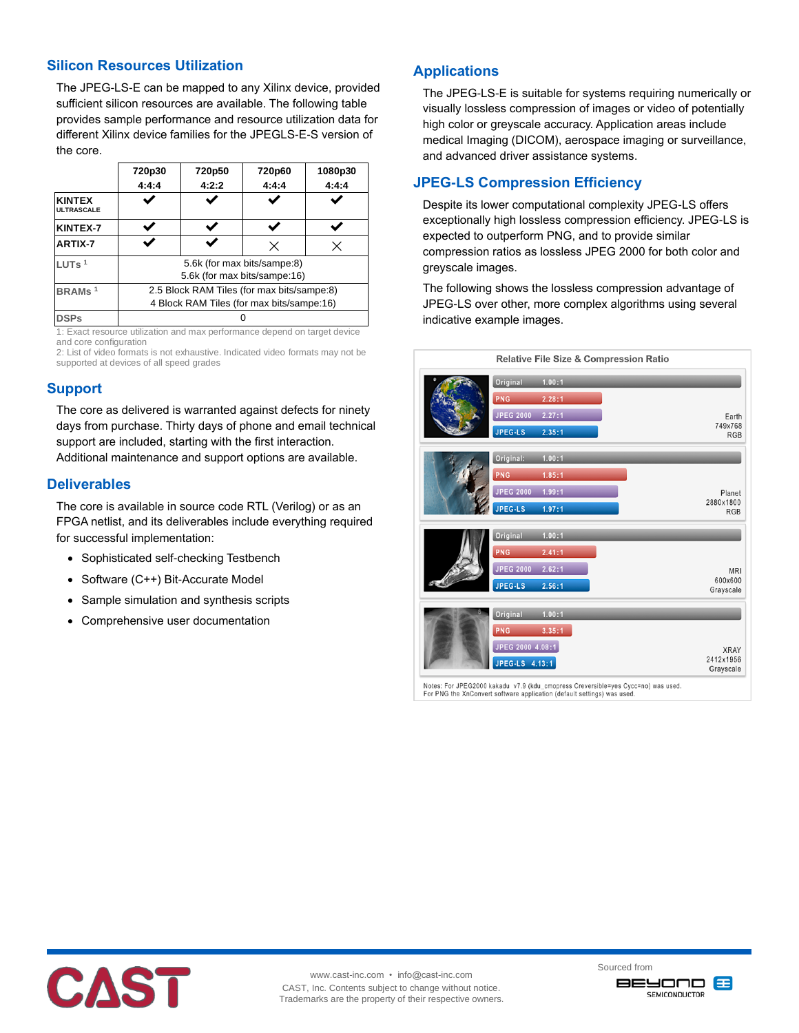## Silicon Resources Utilization

The JPEG-LS-E can be mapped to any Xilinx device, provided sufficient silicon resources are available. The following table provides sample performance and resource utilization data for different Xilinx device families for the JPEGLS-E-S version of the core.

| | 720p30 4:4:4 | 720p50 4:2:2 | 720p60 4:4:4 | 1080p30 4:4:4 |
|---|---|---|---|---|
| KINTEX ULTRASCALE | ✔ | ✔ | ✔ | ✔ |
| KINTEX-7 | ✔ | ✔ | ✔ | ✔ |
| ARTIX-7 | ✔ | ✔ | ✕ | ✕ |
| LUTs [1] | 5.6k (for max bits/sampe:8) 5.6k (for max bits/sampe:16) | | | |
| BRAMs [1] | 2.5 Block RAM Tiles (for max bits/sampe:8) 4 Block RAM Tiles (for max bits/sampe:16) | | | |
| DSPs | 0 | | | |

1: Exact resource utilization and max performance depend on target device and core configuration
2: List of video formats is not exhaustive. Indicated video formats may not be supported at devices of all speed grades

## Support

The core as delivered is warranted against defects for ninety days from purchase. Thirty days of phone and email technical support are included, starting with the first interaction. Additional maintenance and support options are available.

## Deliverables

The core is available in source code RTL (Verilog) or as an FPGA netlist, and its deliverables include everything required for successful implementation:

- Sophisticated self-checking Testbench
- Software (C++) Bit-Accurate Model
- Sample simulation and synthesis scripts
- Comprehensive user documentation

## Applications

The JPEG-LS-E is suitable for systems requiring numerically or visually lossless compression of images or video of potentially high color or greyscale accuracy. Application areas include medical Imaging (DICOM), aerospace imaging or surveillance, and advanced driver assistance systems.

## JPEG-LS Compression Efficiency

Despite its lower computational complexity JPEG-LS offers exceptionally high lossless compression efficiency. JPEG-LS is expected to outperform PNG, and to provide similar compression ratios as lossless JPEG 2000 for both color and greyscale images.

The following shows the lossless compression advantage of JPEG-LS over other, more complex algorithms using several indicative example images.

Relative File Size & Compression Ratio

Original 1.00:1
PNG 2.28:1
JPEG 2000 2.27:1
JPEG-LS 2.35:1
Earth 749x768 RGB

Original: 1.00:1
PNG 1.85:1
JPEG 2000 1.99:1
JPEG-LS 1.97:1
Planet 2880x1800 RGB

Original 1.00:1
PNG 2.41:1
JPEG 2000 2.62:1
JPEG-LS 2.56:1
MRI 600x600 Grayscale

Original 1.00:1
PNG 3.35:1
JPEG 2000 4.08:1
JPEG-LS 4.13:1
XRAY 2412x1956 Grayscale

Notes: For JPEG2000 kakadu v7.9 (kdu_cmopress Creversible=yes Cycc=no) was used.
For PNG the XnConvert software application (default settings) was used.

www.cast-inc.com • info@cast-inc.com
CAST, Inc. Contents subject to change without notice.
Trademarks are the property of their respective owners.

Sourced from BEYOND SEMICONDUCTOR